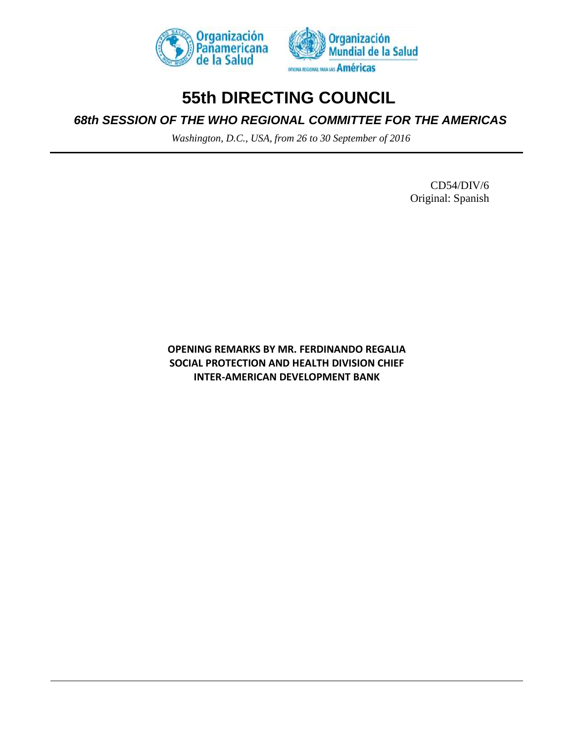Organización Panamericana de la Salud

Organización Mundial de la Salud

OFICINA REGIONAL PARA LAS Américas

# 55th DIRECTING COUNCIL

## *68th SESSION OF THE WHO REGIONAL COMMITTEE FOR THE AMERICAS*

*Washington, D.C., USA, from 26 to 30 September of 2016*

---

CD54/DIV/6
Original: Spanish

**OPENING REMARKS BY MR. FERDINANDO REGALIA**
**SOCIAL PROTECTION AND HEALTH DIVISION CHIEF**
**INTER-AMERICAN DEVELOPMENT BANK**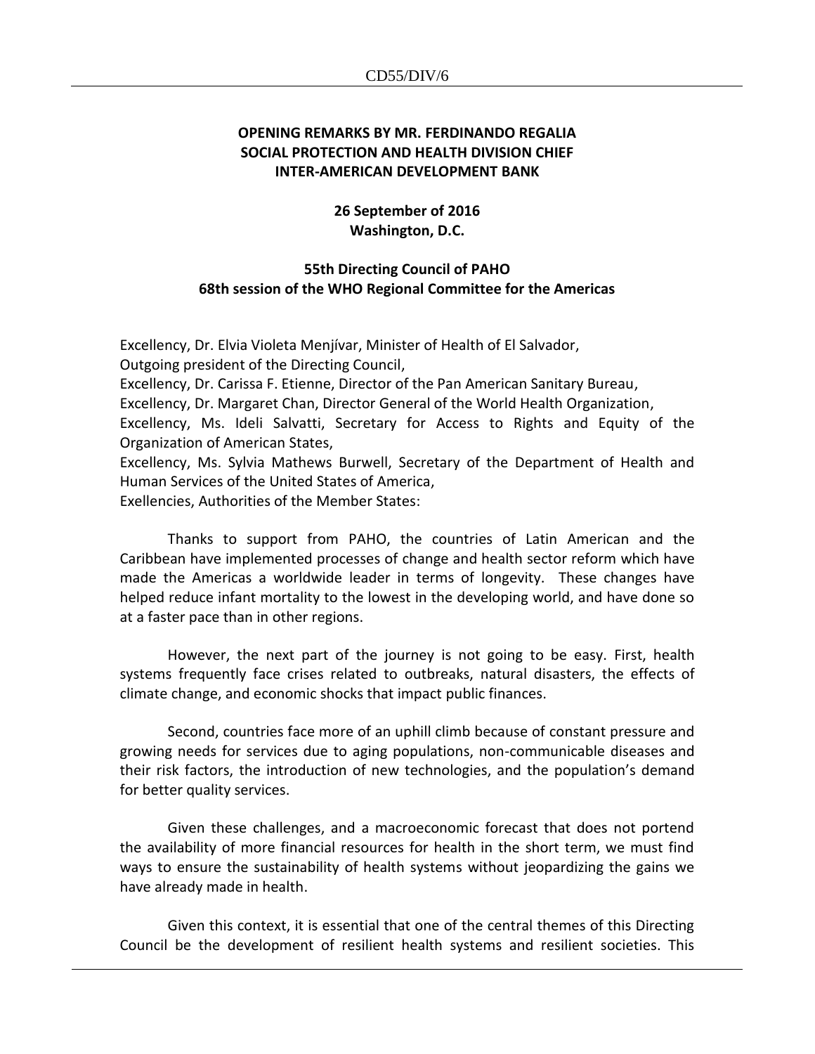**OPENING REMARKS BY MR. FERDINANDO REGALIA**
**SOCIAL PROTECTION AND HEALTH DIVISION CHIEF**
**INTER-AMERICAN DEVELOPMENT BANK**

**26 September of 2016**
**Washington, D.C.**

**55th Directing Council of PAHO**
**68th session of the WHO Regional Committee for the Americas**

Excellency, Dr. Elvia Violeta Menjívar, Minister of Health of El Salvador,
Outgoing president of the Directing Council,
Excellency, Dr. Carissa F. Etienne, Director of the Pan American Sanitary Bureau,
Excellency, Dr. Margaret Chan, Director General of the World Health Organization,
Excellency, Ms. Ideli Salvatti, Secretary for Access to Rights and Equity of the Organization of American States,
Excellency, Ms. Sylvia Mathews Burwell, Secretary of the Department of Health and Human Services of the United States of America,
Exellencies, Authorities of the Member States:

Thanks to support from PAHO, the countries of Latin American and the Caribbean have implemented processes of change and health sector reform which have made the Americas a worldwide leader in terms of longevity. These changes have helped reduce infant mortality to the lowest in the developing world, and have done so at a faster pace than in other regions.

However, the next part of the journey is not going to be easy. First, health systems frequently face crises related to outbreaks, natural disasters, the effects of climate change, and economic shocks that impact public finances.

Second, countries face more of an uphill climb because of constant pressure and growing needs for services due to aging populations, non-communicable diseases and their risk factors, the introduction of new technologies, and the population's demand for better quality services.

Given these challenges, and a macroeconomic forecast that does not portend the availability of more financial resources for health in the short term, we must find ways to ensure the sustainability of health systems without jeopardizing the gains we have already made in health.

Given this context, it is essential that one of the central themes of this Directing Council be the development of resilient health systems and resilient societies. This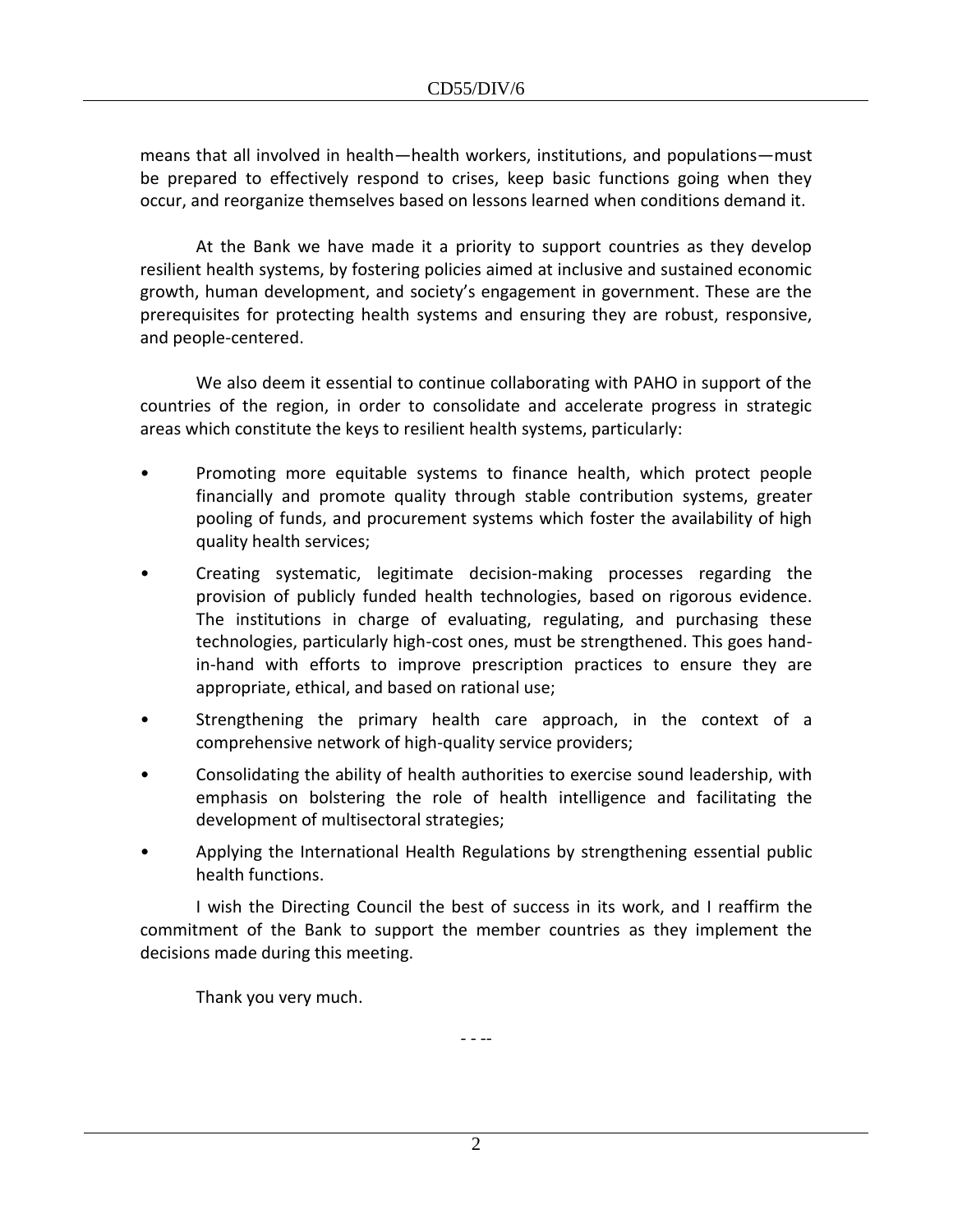means that all involved in health—health workers, institutions, and populations—must be prepared to effectively respond to crises, keep basic functions going when they occur, and reorganize themselves based on lessons learned when conditions demand it.

At the Bank we have made it a priority to support countries as they develop resilient health systems, by fostering policies aimed at inclusive and sustained economic growth, human development, and society's engagement in government. These are the prerequisites for protecting health systems and ensuring they are robust, responsive, and people-centered.

We also deem it essential to continue collaborating with PAHO in support of the countries of the region, in order to consolidate and accelerate progress in strategic areas which constitute the keys to resilient health systems, particularly:

- Promoting more equitable systems to finance health, which protect people financially and promote quality through stable contribution systems, greater pooling of funds, and procurement systems which foster the availability of high quality health services;
- Creating systematic, legitimate decision-making processes regarding the provision of publicly funded health technologies, based on rigorous evidence. The institutions in charge of evaluating, regulating, and purchasing these technologies, particularly high-cost ones, must be strengthened. This goes hand-in-hand with efforts to improve prescription practices to ensure they are appropriate, ethical, and based on rational use;
- Strengthening the primary health care approach, in the context of a comprehensive network of high-quality service providers;
- Consolidating the ability of health authorities to exercise sound leadership, with emphasis on bolstering the role of health intelligence and facilitating the development of multisectoral strategies;
- Applying the International Health Regulations by strengthening essential public health functions.

I wish the Directing Council the best of success in its work, and I reaffirm the commitment of the Bank to support the member countries as they implement the decisions made during this meeting.

Thank you very much.

- - --